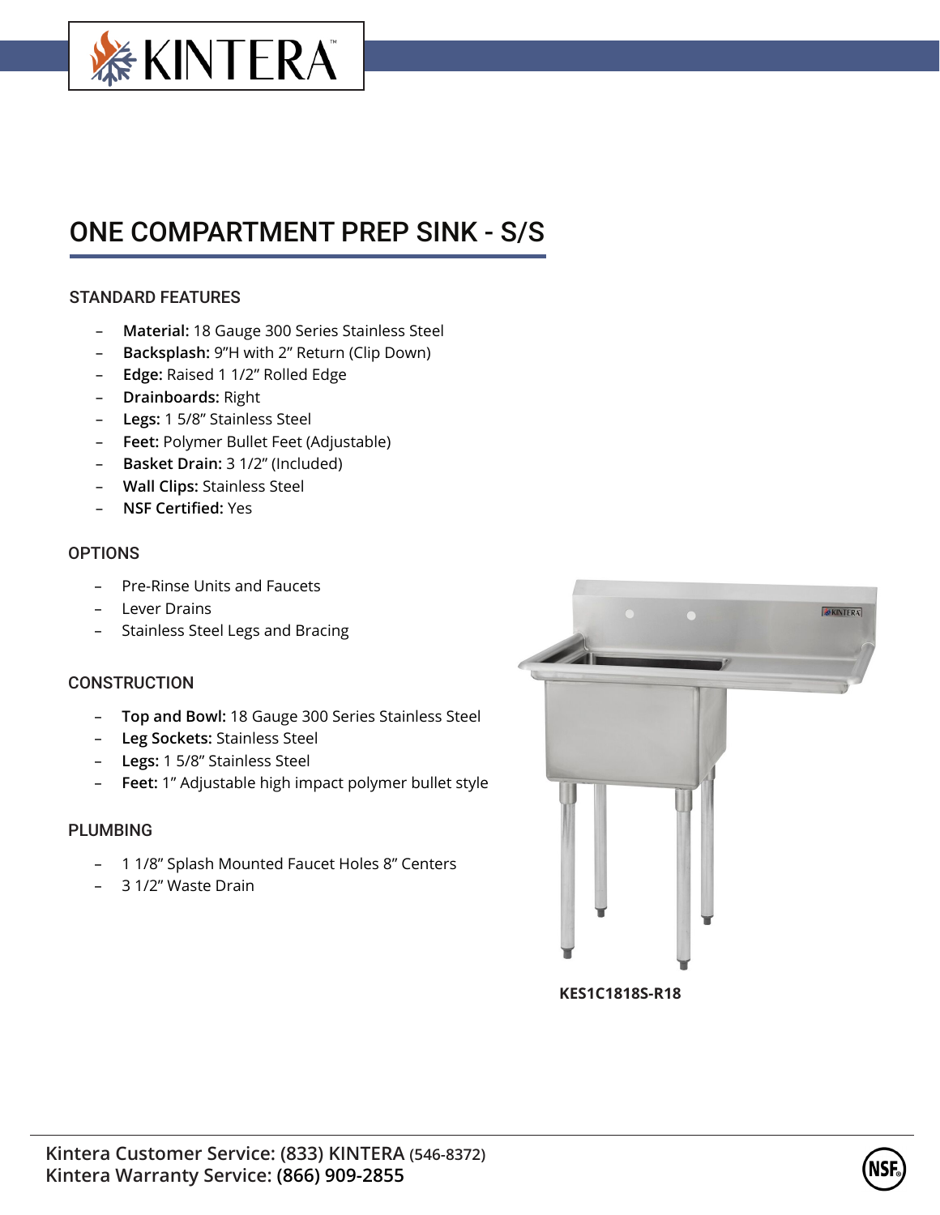# ONE COMPARTMENT PREP SINK - S/S

## STANDARD FEATURES

- **Material:** 18 Gauge 300 Series Stainless Steel
- **Backsplash:** 9"H with 2" Return (Clip Down)
- **Edge:** Raised 1 1/2" Rolled Edge
- **Drainboards:** Right
- **Legs:** 1 5/8" Stainless Steel
- **Feet:** Polymer Bullet Feet (Adjustable)
- **Basket Drain:** 3 1/2" (Included)
- **Wall Clips:** Stainless Steel
- **NSF Certified:** Yes

## OPTIONS

- Pre-Rinse Units and Faucets
- Lever Drains
- Stainless Steel Legs and Bracing

## CONSTRUCTION

- **Top and Bowl:** 18 Gauge 300 Series Stainless Steel
- **Leg Sockets:** Stainless Steel
- **Legs:** 1 5/8" Stainless Steel
- **Feet:** 1" Adjustable high impact polymer bullet style

## PLUMBING

- 1 1/8" Splash Mounted Faucet Holes 8" Centers
- 3 1/2" Waste Drain

**KES1C1818S-R18**

Kintera Customer Service: (833) KINTERA (546-8372)
Kintera Warranty Service: (866) 909-2855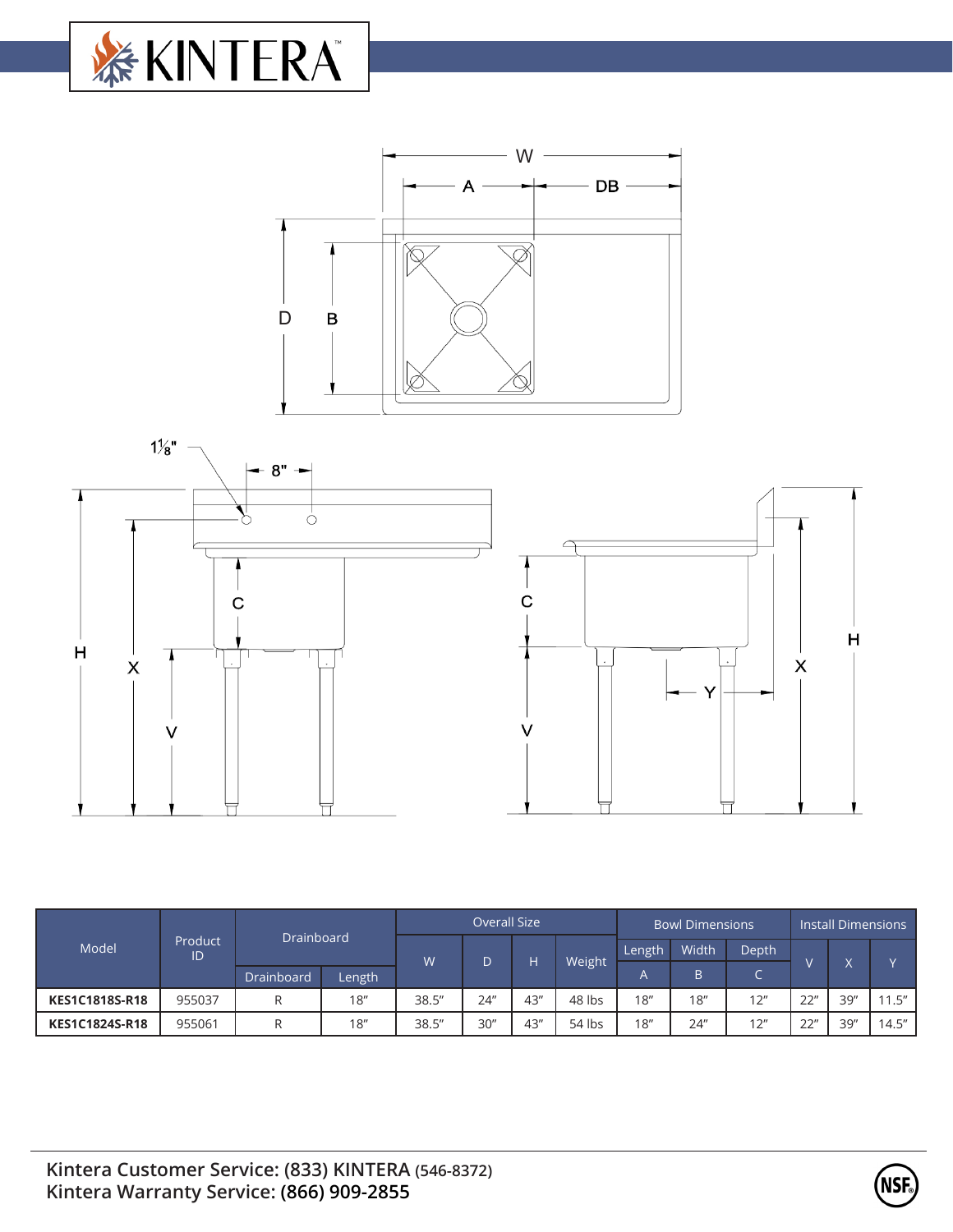W

A

DB

D

B

1⅛"

8"

C

H

X

V

C

V

Y

X

H

| Model | Product ID | Drainboard | | Overall Size | | | | Bowl Dimensions | | | Install Dimensions | | |
|---|---|---|---|---|---|---|---|---|---|---|---|---|---|
| | | Drainboard | Length | W | D | H | Weight | Length | Width | Depth | V | X | Y |
| | | | | | | | | A | B | C | | | |
| **KES1C1818S-R18** | 955037 | R | 18" | 38.5" | 24" | 43" | 48 lbs | 18" | 18" | 12" | 22" | 39" | 11.5" |
| **KES1C1824S-R18** | 955061 | R | 18" | 38.5" | 30" | 43" | 54 lbs | 18" | 24" | 12" | 22" | 39" | 14.5" |

**Kintera Customer Service: (833) KINTERA (546-8372)**
**Kintera Warranty Service: (866) 909-2855**